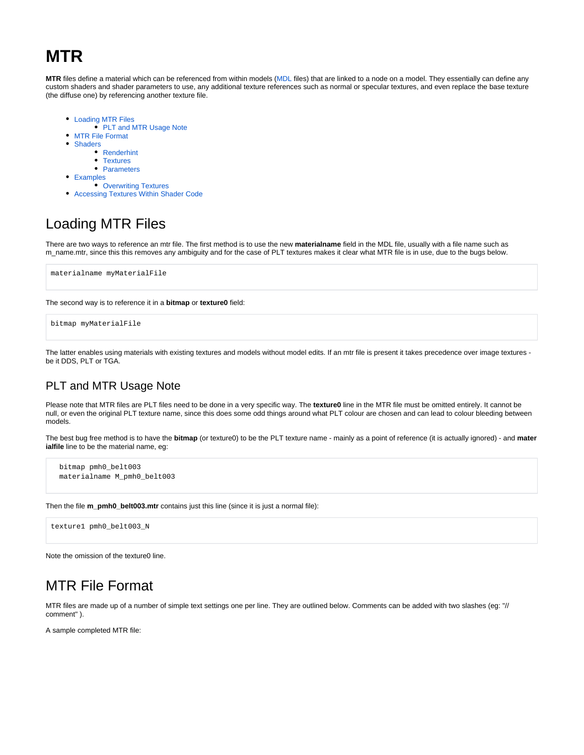# MTR

**MTR** files define a material which can be referenced from within models (MDL files) that are linked to a node on a model. They essentially can define any custom shaders and shader parameters to use, any additional texture references such as normal or specular textures, and even replace the base texture (the diffuse one) by referencing another texture file.

- Loading MTR Files
  - PLT and MTR Usage Note
- MTR File Format
- Shaders
  - Renderhint
  - Textures
  - Parameters
- Examples
  - Overwriting Textures
- Accessing Textures Within Shader Code

## Loading MTR Files

There are two ways to reference an mtr file. The first method is to use the new **materialname** field in the MDL file, usually with a file name such as m_name.mtr, since this this removes any ambiguity and for the case of PLT textures makes it clear what MTR file is in use, due to the bugs below.

```
materialname myMaterialFile
```

The second way is to reference it in a **bitmap** or **texture0** field:

```
bitmap myMaterialFile
```

The latter enables using materials with existing textures and models without model edits. If an mtr file is present it takes precedence over image textures - be it DDS, PLT or TGA.

### PLT and MTR Usage Note

Please note that MTR files are PLT files need to be done in a very specific way. The **texture0** line in the MTR file must be omitted entirely. It cannot be null, or even the original PLT texture name, since this does some odd things around what PLT colour are chosen and can lead to colour bleeding between models.

The best bug free method is to have the **bitmap** (or texture0) to be the PLT texture name - mainly as a point of reference (it is actually ignored) - and **materialfile** line to be the material name, eg:

```
  bitmap pmh0_belt003
  materialname M_pmh0_belt003
```

Then the file **m_pmh0_belt003.mtr** contains just this line (since it is just a normal file):

```
texture1 pmh0_belt003_N
```

Note the omission of the texture0 line.

## MTR File Format

MTR files are made up of a number of simple text settings one per line. They are outlined below. Comments can be added with two slashes (eg: "// comment" ).

A sample completed MTR file: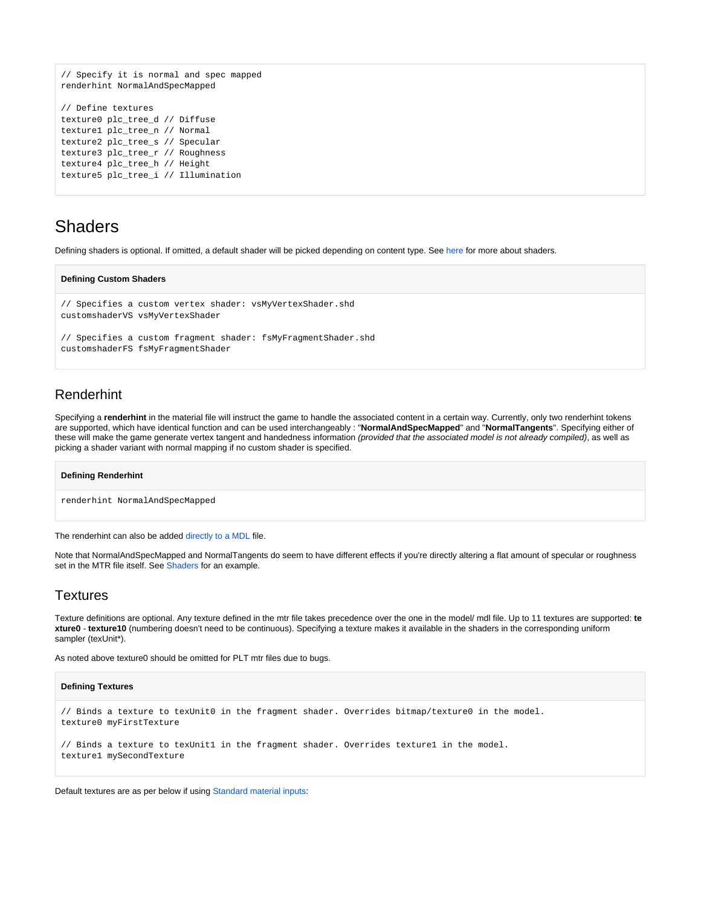```
// Specify it is normal and spec mapped
renderhint NormalAndSpecMapped

// Define textures
texture0 plc_tree_d // Diffuse
texture1 plc_tree_n // Normal
texture2 plc_tree_s // Specular
texture3 plc_tree_r // Roughness
texture4 plc_tree_h // Height
texture5 plc_tree_i // Illumination
```

# Shaders

Defining shaders is optional. If omitted, a default shader will be picked depending on content type. See here for more about shaders.

**Defining Custom Shaders**

```
// Specifies a custom vertex shader: vsMyVertexShader.shd
customshaderVS vsMyVertexShader

// Specifies a custom fragment shader: fsMyFragmentShader.shd
customshaderFS fsMyFragmentShader
```

## Renderhint

Specifying a **renderhint** in the material file will instruct the game to handle the associated content in a certain way. Currently, only two renderhint tokens are supported, which have identical function and can be used interchangeably : "**NormalAndSpecMapped**" and "**NormalTangents**". Specifying either of these will make the game generate vertex tangent and handedness information *(provided that the associated model is not already compiled)*, as well as picking a shader variant with normal mapping if no custom shader is specified.

**Defining Renderhint**

```
renderhint NormalAndSpecMapped
```

The renderhint can also be added directly to a MDL file.

Note that NormalAndSpecMapped and NormalTangents do seem to have different effects if you're directly altering a flat amount of specular or roughness set in the MTR file itself. See Shaders for an example.

## Textures

Texture definitions are optional. Any texture defined in the mtr file takes precedence over the one in the model/ mdl file. Up to 11 textures are supported: **texture0** - **texture10** (numbering doesn't need to be continuous). Specifying a texture makes it available in the shaders in the corresponding uniform sampler (texUnit*).

As noted above texture0 should be omitted for PLT mtr files due to bugs.

**Defining Textures**

```
// Binds a texture to texUnit0 in the fragment shader. Overrides bitmap/texture0 in the model.
texture0 myFirstTexture

// Binds a texture to texUnit1 in the fragment shader. Overrides texture1 in the model.
texture1 mySecondTexture
```

Default textures are as per below if using Standard material inputs: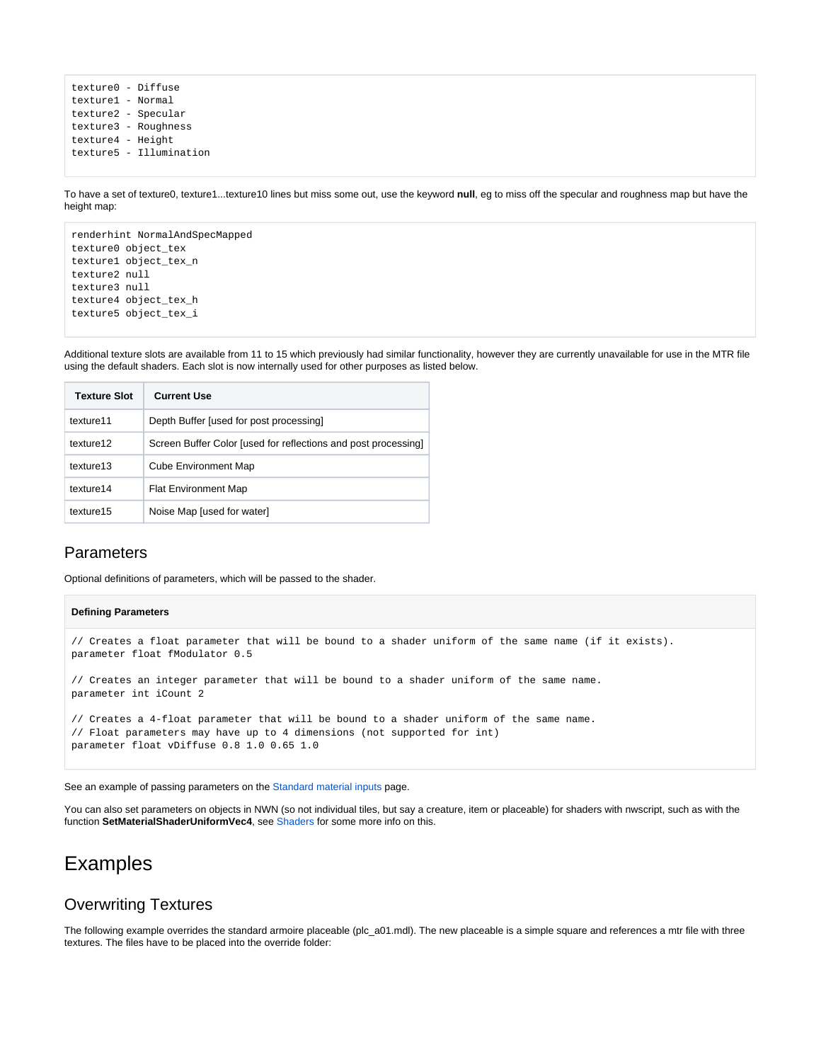```
texture0 - Diffuse
texture1 - Normal
texture2 - Specular
texture3 - Roughness
texture4 - Height
texture5 - Illumination
```

To have a set of texture0, texture1...texture10 lines but miss some out, use the keyword **null**, eg to miss off the specular and roughness map but have the height map:

```
renderhint NormalAndSpecMapped
texture0 object_tex
texture1 object_tex_n
texture2 null
texture3 null
texture4 object_tex_h
texture5 object_tex_i
```

Additional texture slots are available from 11 to 15 which previously had similar functionality, however they are currently unavailable for use in the MTR file using the default shaders. Each slot is now internally used for other purposes as listed below.

| Texture Slot | Current Use |
| --- | --- |
| texture11 | Depth Buffer [used for post processing] |
| texture12 | Screen Buffer Color [used for reflections and post processing] |
| texture13 | Cube Environment Map |
| texture14 | Flat Environment Map |
| texture15 | Noise Map [used for water] |

## Parameters

Optional definitions of parameters, which will be passed to the shader.

**Defining Parameters**

```
// Creates a float parameter that will be bound to a shader uniform of the same name (if it exists).
parameter float fModulator 0.5

// Creates an integer parameter that will be bound to a shader uniform of the same name.
parameter int iCount 2

// Creates a 4-float parameter that will be bound to a shader uniform of the same name.
// Float parameters may have up to 4 dimensions (not supported for int)
parameter float vDiffuse 0.8 1.0 0.65 1.0
```

See an example of passing parameters on the Standard material inputs page.

You can also set parameters on objects in NWN (so not individual tiles, but say a creature, item or placeable) for shaders with nwscript, such as with the function **SetMaterialShaderUniformVec4**, see Shaders for some more info on this.

# Examples

## Overwriting Textures

The following example overrides the standard armoire placeable (plc_a01.mdl). The new placeable is a simple square and references a mtr file with three textures. The files have to be placed into the override folder: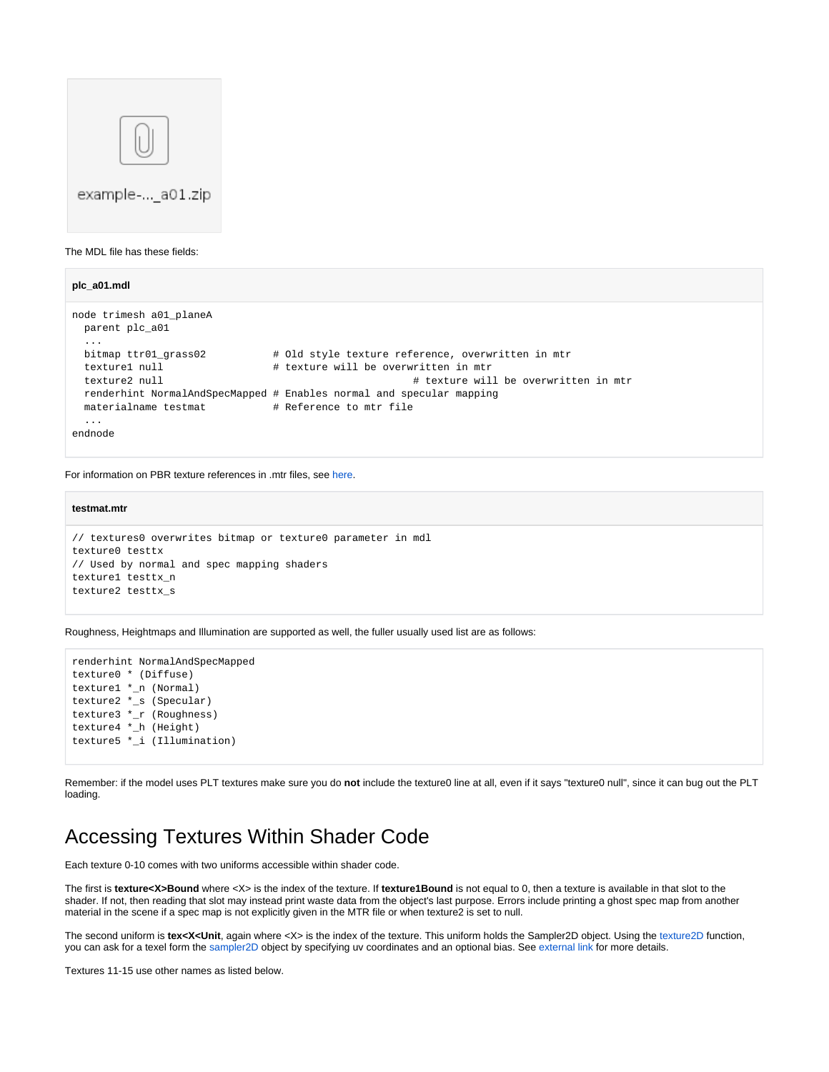example-..._a01.zip

The MDL file has these fields:

**plc_a01.mdl**

```
node trimesh a01_planeA
  parent plc_a01
  ...
  bitmap ttr01_grass02           # Old style texture reference, overwritten in mtr
  texture1 null                  # texture will be overwritten in mtr
  texture2 null                                       # texture will be overwritten in mtr
  renderhint NormalAndSpecMapped # Enables normal and specular mapping
  materialname testmat           # Reference to mtr file
  ...
endnode
```

For information on PBR texture references in .mtr files, see here.

**testmat.mtr**

```
// textures0 overwrites bitmap or texture0 parameter in mdl
texture0 testtx
// Used by normal and spec mapping shaders
texture1 testtx_n
texture2 testtx_s
```

Roughness, Heightmaps and Illumination are supported as well, the fuller usually used list are as follows:

```
renderhint NormalAndSpecMapped
texture0 * (Diffuse)
texture1 *_n (Normal)
texture2 *_s (Specular)
texture3 *_r (Roughness)
texture4 *_h (Height)
texture5 *_i (Illumination)
```

Remember: if the model uses PLT textures make sure you do **not** include the texture0 line at all, even if it says "texture0 null", since it can bug out the PLT loading.

# Accessing Textures Within Shader Code

Each texture 0-10 comes with two uniforms accessible within shader code.

The first is **texture<X>Bound** where <X> is the index of the texture. If **texture1Bound** is not equal to 0, then a texture is available in that slot to the shader. If not, then reading that slot may instead print waste data from the object's last purpose. Errors include printing a ghost spec map from another material in the scene if a spec map is not explicitly given in the MTR file or when texture2 is set to null.

The second uniform is **tex<X<Unit**, again where <X> is the index of the texture. This uniform holds the Sampler2D object. Using the texture2D function, you can ask for a texel form the sampler2D object by specifying uv coordinates and an optional bias. See external link for more details.

Textures 11-15 use other names as listed below.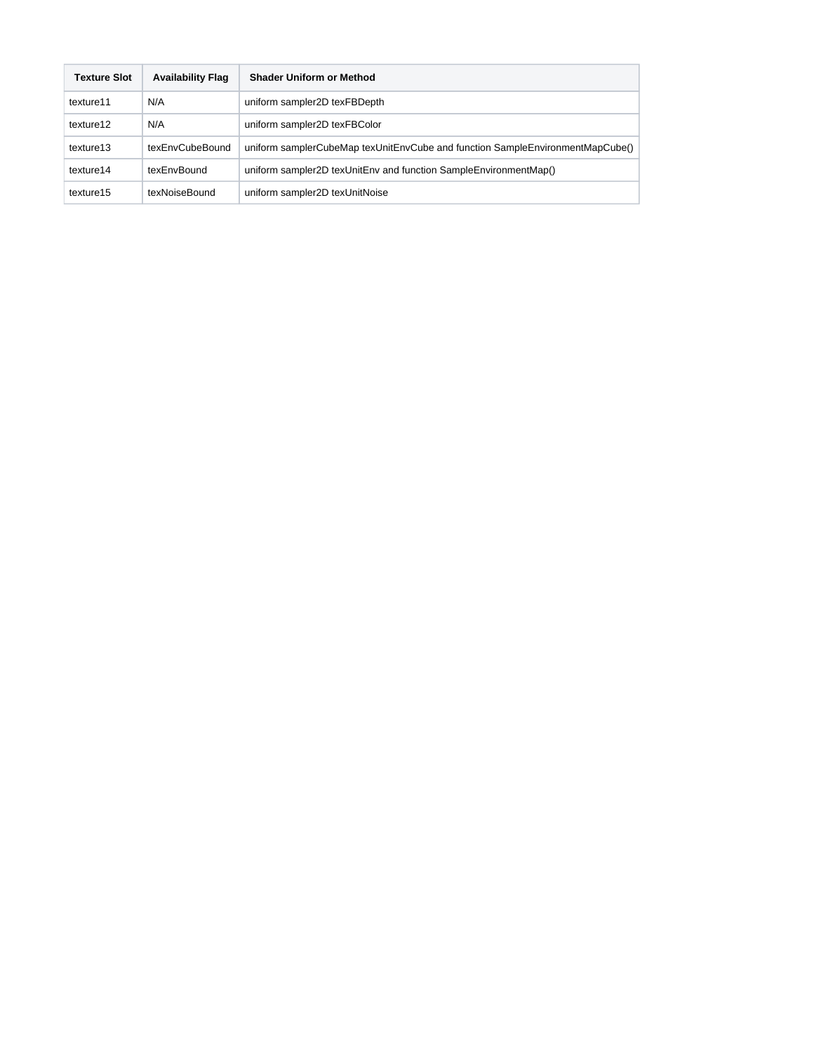| Texture Slot | Availability Flag | Shader Uniform or Method |
| --- | --- | --- |
| texture11 | N/A | uniform sampler2D texFBDepth |
| texture12 | N/A | uniform sampler2D texFBColor |
| texture13 | texEnvCubeBound | uniform samplerCubeMap texUnitEnvCube and function SampleEnvironmentMapCube() |
| texture14 | texEnvBound | uniform sampler2D texUnitEnv and function SampleEnvironmentMap() |
| texture15 | texNoiseBound | uniform sampler2D texUnitNoise |